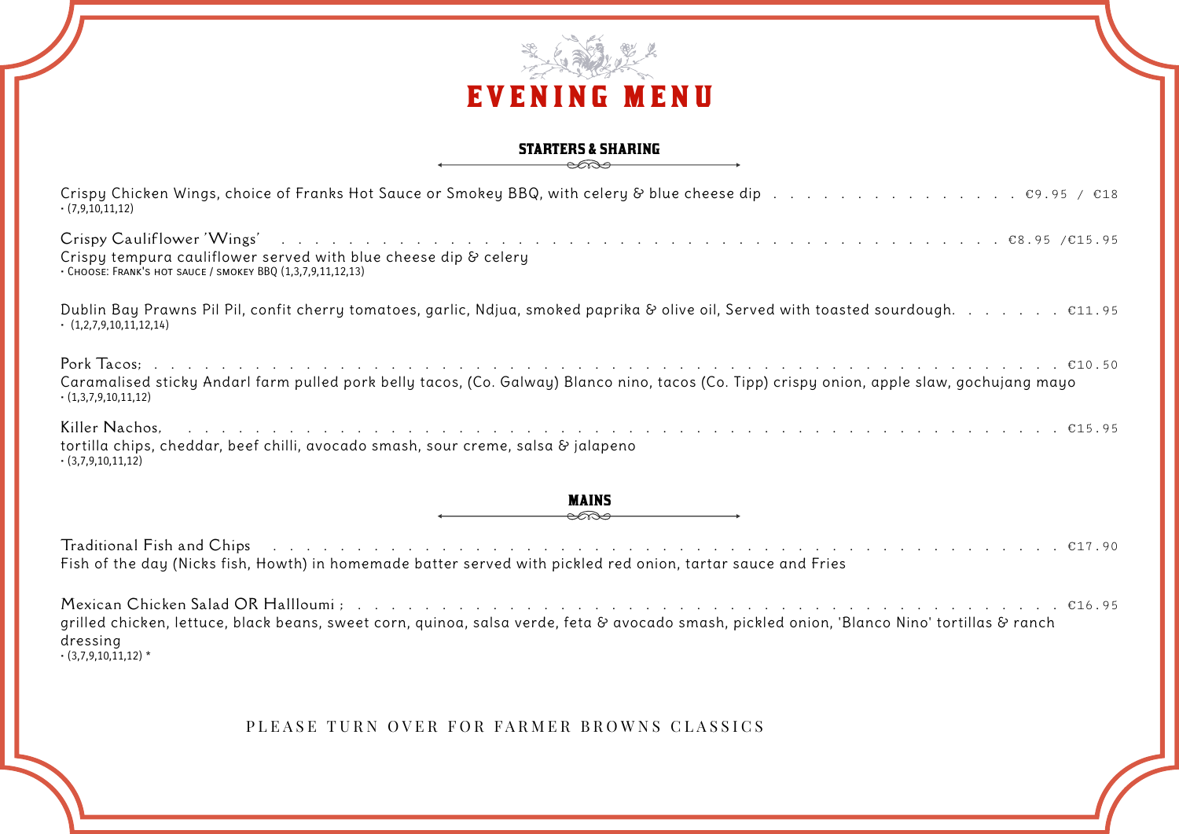# EVENING MENU

## STARTERS & SHARING

Crispy Chicken Wings, choice of Franks Hot Sauce or Smokey BBQ, with celery & blue cheese dip . . . . . . . . . . . . . . . . €9.95 / €18
• (7,9,10,11,12)

Crispy Cauliflower 'Wings' . . . . . . . . . . . . . . . . . . . . . . . . . . . . . . . . . . . . . . . . . . . . . . . . . . . . . €8.95 /€15.95
Crispy tempura cauliflower served with blue cheese dip & celery
• Choose: Frank's hot sauce / smokey BBQ (1,3,7,9,11,12,13)

Dublin Bay Prawns Pil Pil, confit cherry tomatoes, garlic, Ndjua, smoked paprika & olive oil, Served with toasted sourdough. . . . . . . . €11.95
• (1,2,7,9,10,11,12,14)

Pork Tacos; . . . . . . . . . . . . . . . . . . . . . . . . . . . . . . . . . . . . . . . . . . . . . . . . . . . . . . . . . . . . . . . . €10.50
Caramalised sticky Andarl farm pulled pork belly tacos, (Co. Galway) Blanco nino, tacos (Co. Tipp) crispy onion, apple slaw, gochujang mayo
• (1,3,7,9,10,11,12)

Killer Nachos, . . . . . . . . . . . . . . . . . . . . . . . . . . . . . . . . . . . . . . . . . . . . . . . . . . . . . . . . . . . . . . €15.95
tortilla chips, cheddar, beef chilli, avocado smash, sour creme, salsa & jalapeno
• (3,7,9,10,11,12)

## MAINS

Traditional Fish and Chips . . . . . . . . . . . . . . . . . . . . . . . . . . . . . . . . . . . . . . . . . . . . . . . . . . . . . . . €17.90
Fish of the day (Nicks fish, Howth) in homemade batter served with pickled red onion, tartar sauce and Fries

Mexican Chicken Salad OR Hallloumi ; . . . . . . . . . . . . . . . . . . . . . . . . . . . . . . . . . . . . . . . . . . . . . . . €16.95
grilled chicken, lettuce, black beans, sweet corn, quinoa, salsa verde, feta & avocado smash, pickled onion, 'Blanco Nino' tortillas & ranch dressing
• (3,7,9,10,11,12) *

PLEASE TURN OVER FOR FARMER BROWNS CLASSICS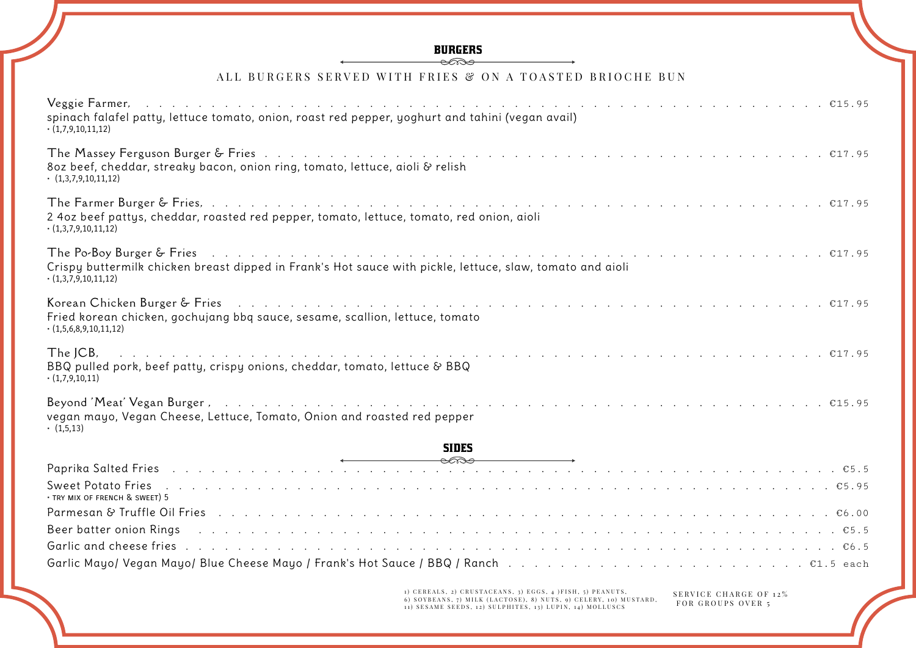## BURGERS

ALL BURGERS SERVED WITH FRIES & ON A TOASTED BRIOCHE BUN

Veggie Farmer, . . . . . €15.95
spinach falafel patty, lettuce tomato, onion, roast red pepper, yoghurt and tahini (vegan avail)
• (1,7,9,10,11,12)

The Massey Ferguson Burger & Fries . . . . . €17.95
8oz beef, cheddar, streaky bacon, onion ring, tomato, lettuce, aioli & relish
• (1,3,7,9,10,11,12)

The Farmer Burger & Fries, . . . . . €17.95
2 4oz beef pattys, cheddar, roasted red pepper, tomato, lettuce, tomato, red onion, aioli
• (1,3,7,9,10,11,12)

The Po-Boy Burger & Fries . . . . . €17.95
Crispy buttermilk chicken breast dipped in Frank's Hot sauce with pickle, lettuce, slaw, tomato and aioli
• (1,3,7,9,10,11,12)

Korean Chicken Burger & Fries . . . . . €17.95
Fried korean chicken, gochujang bbq sauce, sesame, scallion, lettuce, tomato
• (1,5,6,8,9,10,11,12)

The JCB, . . . . . €17.95
BBQ pulled pork, beef patty, crispy onions, cheddar, tomato, lettuce & BBQ
• (1,7,9,10,11)

Beyond 'Meat' Vegan Burger , . . . . . €15.95
vegan mayo, Vegan Cheese, Lettuce, Tomato, Onion and roasted red pepper
• (1,5,13)

## SIDES

Paprika Salted Fries . . . . . €5.5

Sweet Potato Fries . . . . . €5.95
• TRY MIX OF FRENCH & SWEET) 5

Parmesan & Truffle Oil Fries . . . . . €6.00

Beer batter onion Rings . . . . . €5.5

Garlic and cheese fries . . . . . €6.5

Garlic Mayo/ Vegan Mayo/ Blue Cheese Mayo / Frank's Hot Sauce / BBQ / Ranch . . . . . €1.5 each

1) CEREALS, 2) CRUSTACEANS, 3) EGGS, 4 )FISH, 5) PEANUTS, 6) SOYBEANS, 7) MILK (LACTOSE), 8) NUTS, 9) CELERY, 10) MUSTARD, 11) SESAME SEEDS, 12) SULPHITES, 13) LUPIN, 14) MOLLUSCS

SERVICE CHARGE OF 12% FOR GROUPS OVER 5